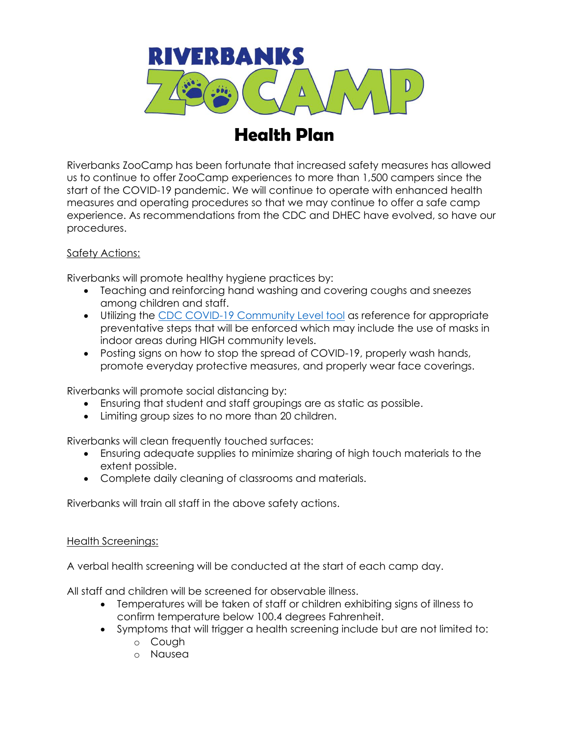# RIVERBANKS ZOOCAMP

# Health Plan

Riverbanks ZooCamp has been fortunate that increased safety measures has allowed us to continue to offer ZooCamp experiences to more than 1,500 campers since the start of the COVID-19 pandemic. We will continue to operate with enhanced health measures and operating procedures so that we may continue to offer a safe camp experience. As recommendations from the CDC and DHEC have evolved, so have our procedures.

## Safety Actions:

Riverbanks will promote healthy hygiene practices by:

- Teaching and reinforcing hand washing and covering coughs and sneezes among children and staff.
- Utilizing the [CDC COVID-19 Community Level tool] as reference for appropriate preventative steps that will be enforced which may include the use of masks in indoor areas during HIGH community levels.
- Posting signs on how to stop the spread of COVID-19, properly wash hands, promote everyday protective measures, and properly wear face coverings.

Riverbanks will promote social distancing by:

- Ensuring that student and staff groupings are as static as possible.
- Limiting group sizes to no more than 20 children.

Riverbanks will clean frequently touched surfaces:

- Ensuring adequate supplies to minimize sharing of high touch materials to the extent possible.
- Complete daily cleaning of classrooms and materials.

Riverbanks will train all staff in the above safety actions.

## Health Screenings:

A verbal health screening will be conducted at the start of each camp day.

All staff and children will be screened for observable illness.

- Temperatures will be taken of staff or children exhibiting signs of illness to confirm temperature below 100.4 degrees Fahrenheit.
- Symptoms that will trigger a health screening include but are not limited to:
    - Cough
    - Nausea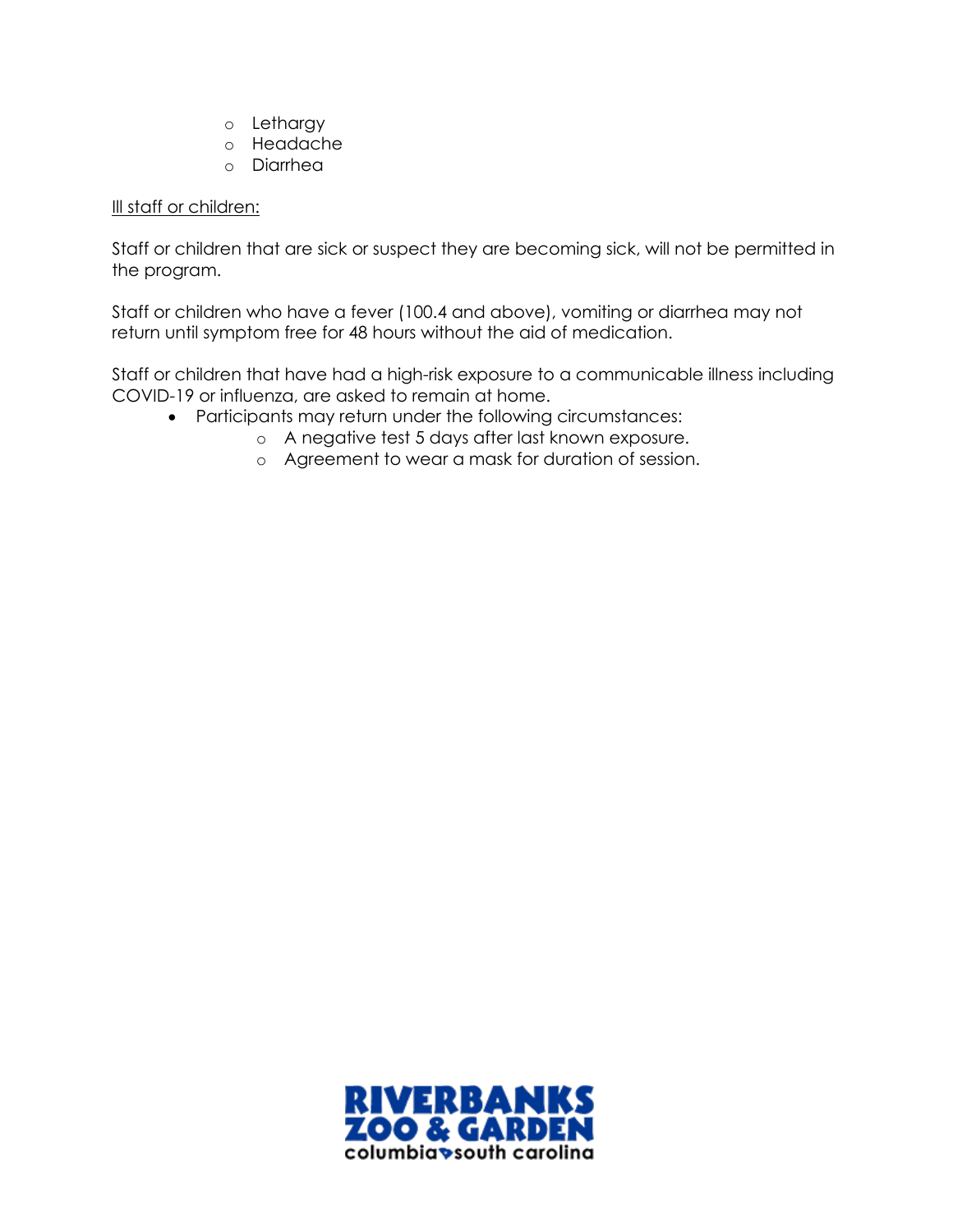- Lethargy
  - Headache
  - Diarrhea

<u>Ill staff or children:</u>

Staff or children that are sick or suspect they are becoming sick, will not be permitted in the program.

Staff or children who have a fever (100.4 and above), vomiting or diarrhea may not return until symptom free for 48 hours without the aid of medication.

Staff or children that have had a high-risk exposure to a communicable illness including COVID-19 or influenza, are asked to remain at home.

- Participants may return under the following circumstances:
  - A negative test 5 days after last known exposure.
  - Agreement to wear a mask for duration of session.

RIVERBANKS ZOO & GARDEN
columbia south carolina